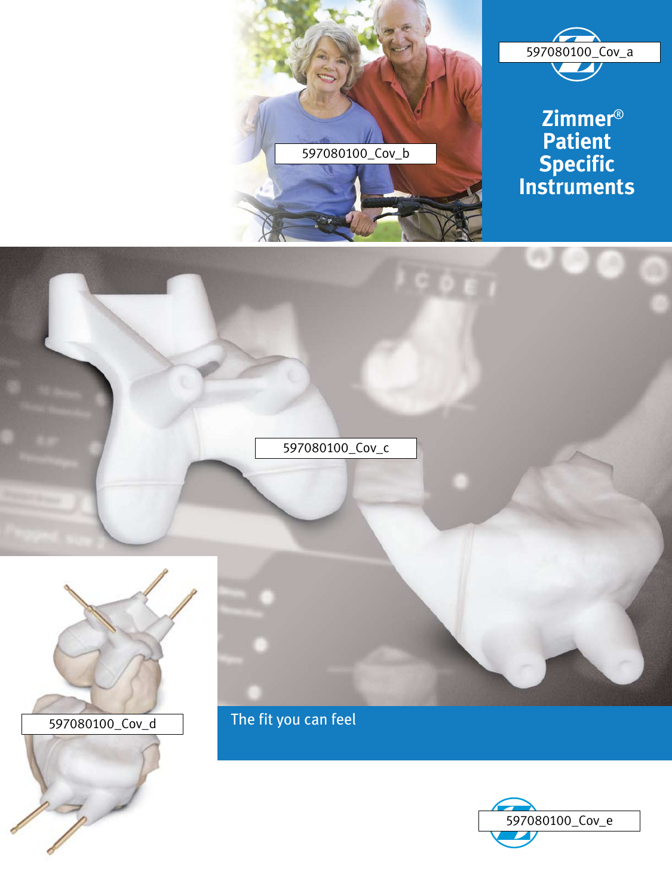# Zimmer® Patient Specific Instruments

597080100_Cov_a

597080100_Cov_b

597080100_Cov_c

597080100_Cov_d

The fit you can feel

597080100_Cov_e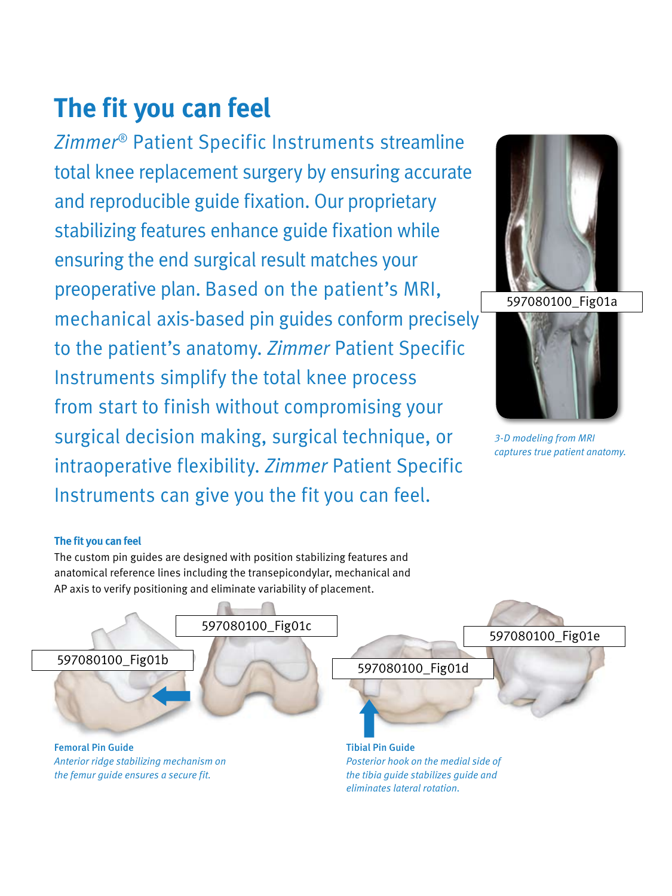# The fit you can feel

*Zimmer*® Patient Specific Instruments streamline total knee replacement surgery by ensuring accurate and reproducible guide fixation. Our proprietary stabilizing features enhance guide fixation while ensuring the end surgical result matches your preoperative plan. Based on the patient's MRI, mechanical axis-based pin guides conform precisely to the patient's anatomy. *Zimmer* Patient Specific Instruments simplify the total knee process from start to finish without compromising your surgical decision making, surgical technique, or intraoperative flexibility. *Zimmer* Patient Specific Instruments can give you the fit you can feel.

597080100_Fig01a

*3-D modeling from MRI captures true patient anatomy.*

**The fit you can feel**

The custom pin guides are designed with position stabilizing features and anatomical reference lines including the transepicondylar, mechanical and AP axis to verify positioning and eliminate variability of placement.

597080100_Fig01b

597080100_Fig01c

**Femoral Pin Guide**

*Anterior ridge stabilizing mechanism on the femur guide ensures a secure fit.*

597080100_Fig01d

597080100_Fig01e

**Tibial Pin Guide**

*Posterior hook on the medial side of the tibia guide stabilizes guide and eliminates lateral rotation.*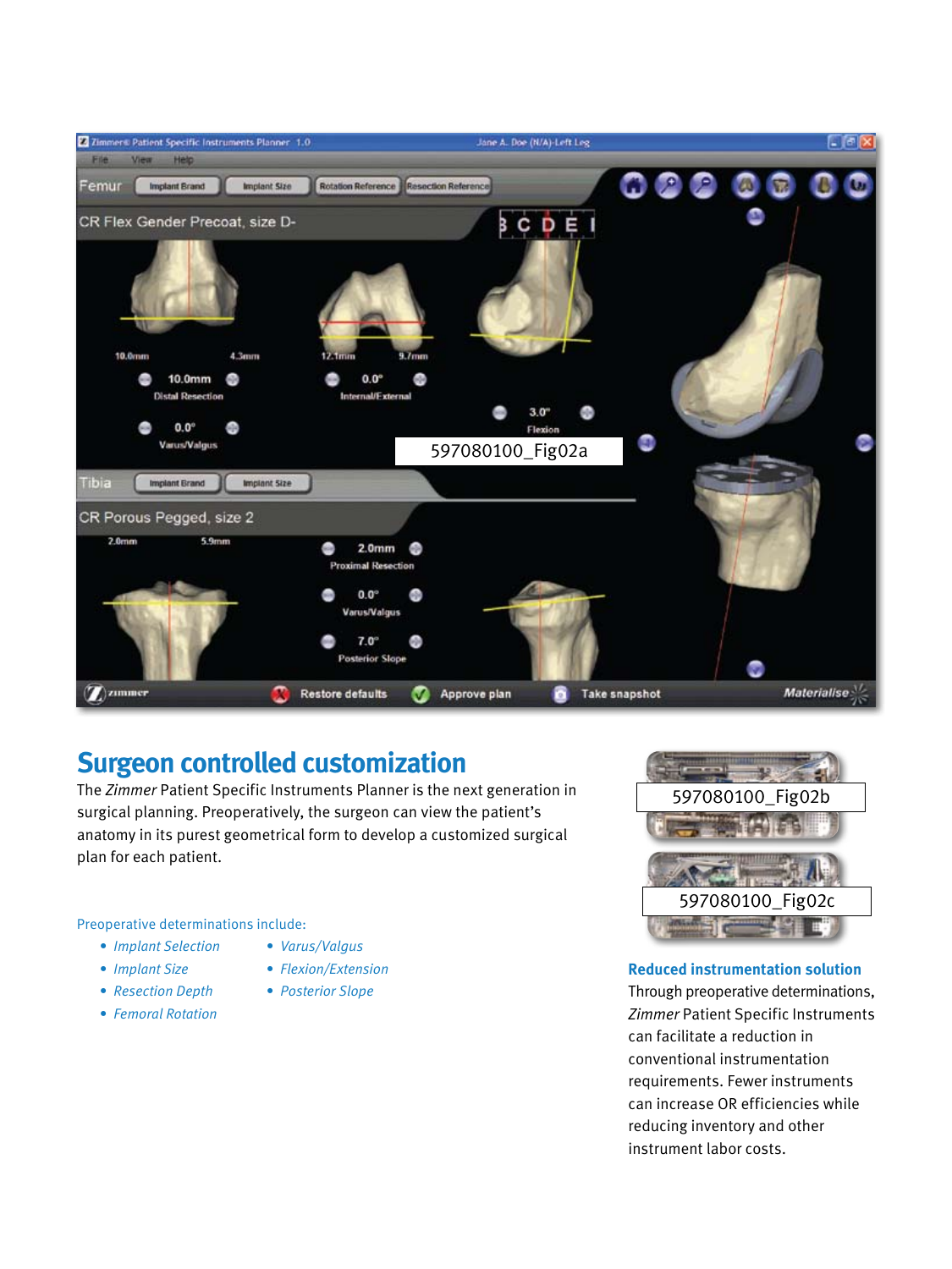597080100_Fig02a

## Surgeon controlled customization

The *Zimmer* Patient Specific Instruments Planner is the next generation in surgical planning. Preoperatively, the surgeon can view the patient's anatomy in its purest geometrical form to develop a customized surgical plan for each patient.

Preoperative determinations include:

- *Implant Selection*
- *Implant Size*
- *Resection Depth*
- *Femoral Rotation*
- *Varus/Valgus*
- *Flexion/Extension*
- *Posterior Slope*

597080100_Fig02b

597080100_Fig02c

### Reduced instrumentation solution

Through preoperative determinations, *Zimmer* Patient Specific Instruments can facilitate a reduction in conventional instrumentation requirements. Fewer instruments can increase OR efficiencies while reducing inventory and other instrument labor costs.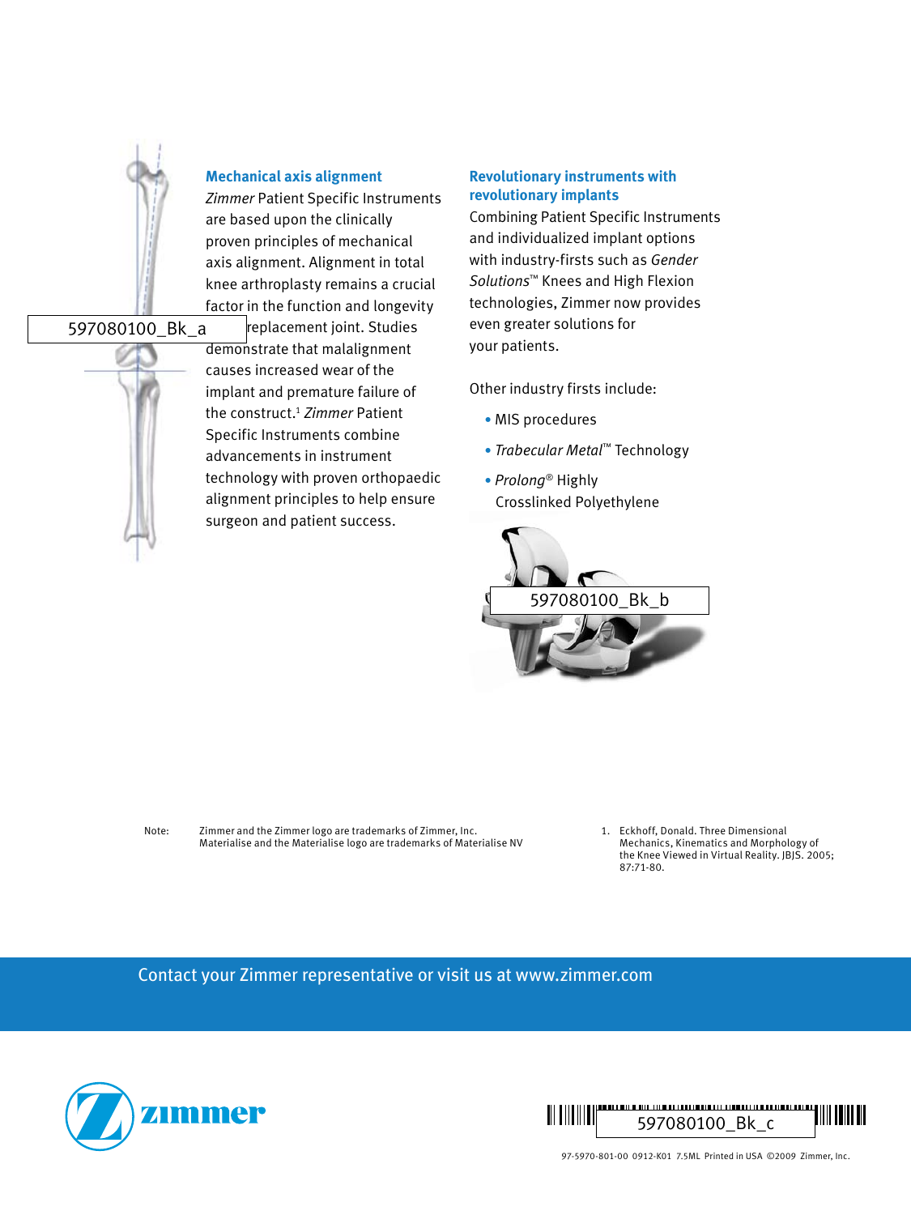## Mechanical axis alignment

*Zimmer* Patient Specific Instruments are based upon the clinically proven principles of mechanical axis alignment. Alignment in total knee arthroplasty remains a crucial factor in the function and longevity 597080100_Bk_a replacement joint. Studies demonstrate that malalignment causes increased wear of the implant and premature failure of the construct.[1] *Zimmer* Patient Specific Instruments combine advancements in instrument technology with proven orthopaedic alignment principles to help ensure surgeon and patient success.

## Revolutionary instruments with revolutionary implants

Combining Patient Specific Instruments and individualized implant options with industry-firsts such as *Gender Solutions*™ Knees and High Flexion technologies, Zimmer now provides even greater solutions for your patients.

Other industry firsts include:

- MIS procedures
- *Trabecular Metal*™ Technology
- *Prolong*® Highly Crosslinked Polyethylene

597080100_Bk_b

Note: Zimmer and the Zimmer logo are trademarks of Zimmer, Inc.
Materialise and the Materialise logo are trademarks of Materialise NV

1. Eckhoff, Donald. Three Dimensional Mechanics, Kinematics and Morphology of the Knee Viewed in Virtual Reality. JBJS. 2005; 87:71-80.

Contact your Zimmer representative or visit us at www.zimmer.com

zimmer

597080100_Bk_c

97-5970-801-00 0912-K01 7.5ML Printed in USA ©2009 Zimmer, Inc.